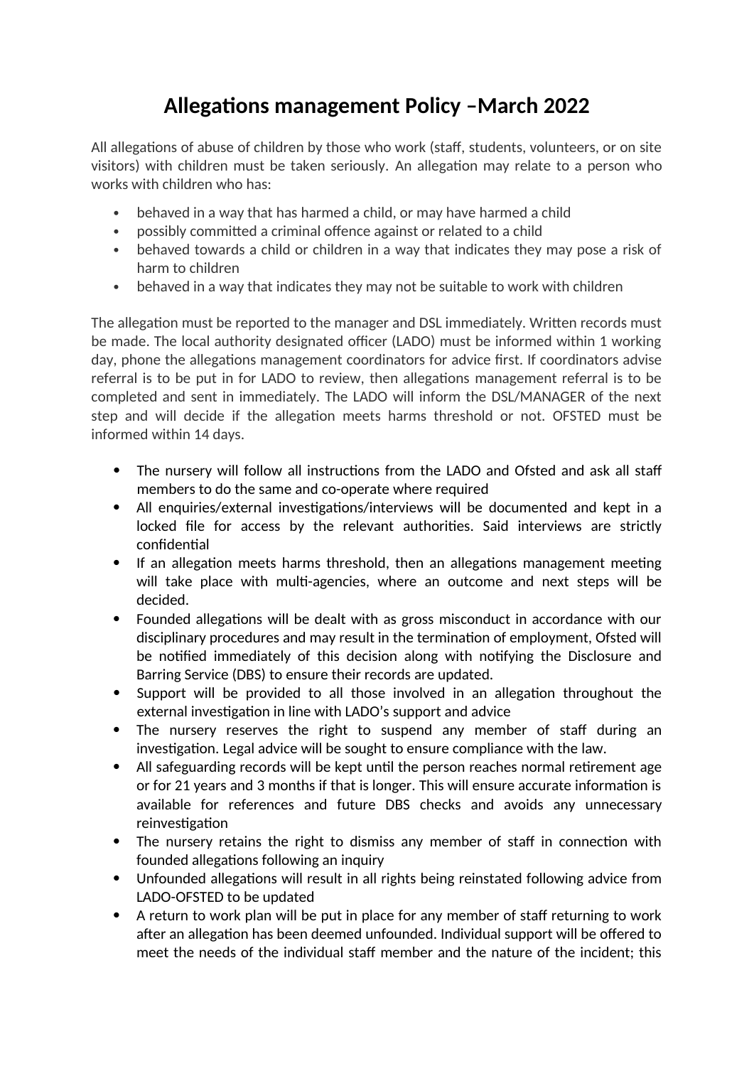# Allegations management Policy –March 2022

All allegations of abuse of children by those who work (staff, students, volunteers, or on site visitors) with children must be taken seriously. An allegation may relate to a person who works with children who has:

- behaved in a way that has harmed a child, or may have harmed a child
- possibly committed a criminal offence against or related to a child
- behaved towards a child or children in a way that indicates they may pose a risk of harm to children
- behaved in a way that indicates they may not be suitable to work with children

The allegation must be reported to the manager and DSL immediately. Written records must be made. The local authority designated officer (LADO) must be informed within 1 working day, phone the allegations management coordinators for advice first. If coordinators advise referral is to be put in for LADO to review, then allegations management referral is to be completed and sent in immediately. The LADO will inform the DSL/MANAGER of the next step and will decide if the allegation meets harms threshold or not. OFSTED must be informed within 14 days.

- The nursery will follow all instructions from the LADO and Ofsted and ask all staff members to do the same and co-operate where required
- All enquiries/external investigations/interviews will be documented and kept in a locked file for access by the relevant authorities. Said interviews are strictly confidential
- If an allegation meets harms threshold, then an allegations management meeting will take place with multi-agencies, where an outcome and next steps will be decided.
- Founded allegations will be dealt with as gross misconduct in accordance with our disciplinary procedures and may result in the termination of employment, Ofsted will be notified immediately of this decision along with notifying the Disclosure and Barring Service (DBS) to ensure their records are updated.
- Support will be provided to all those involved in an allegation throughout the external investigation in line with LADO's support and advice
- The nursery reserves the right to suspend any member of staff during an investigation. Legal advice will be sought to ensure compliance with the law.
- All safeguarding records will be kept until the person reaches normal retirement age or for 21 years and 3 months if that is longer. This will ensure accurate information is available for references and future DBS checks and avoids any unnecessary reinvestigation
- The nursery retains the right to dismiss any member of staff in connection with founded allegations following an inquiry
- Unfounded allegations will result in all rights being reinstated following advice from LADO-OFSTED to be updated
- A return to work plan will be put in place for any member of staff returning to work after an allegation has been deemed unfounded. Individual support will be offered to meet the needs of the individual staff member and the nature of the incident; this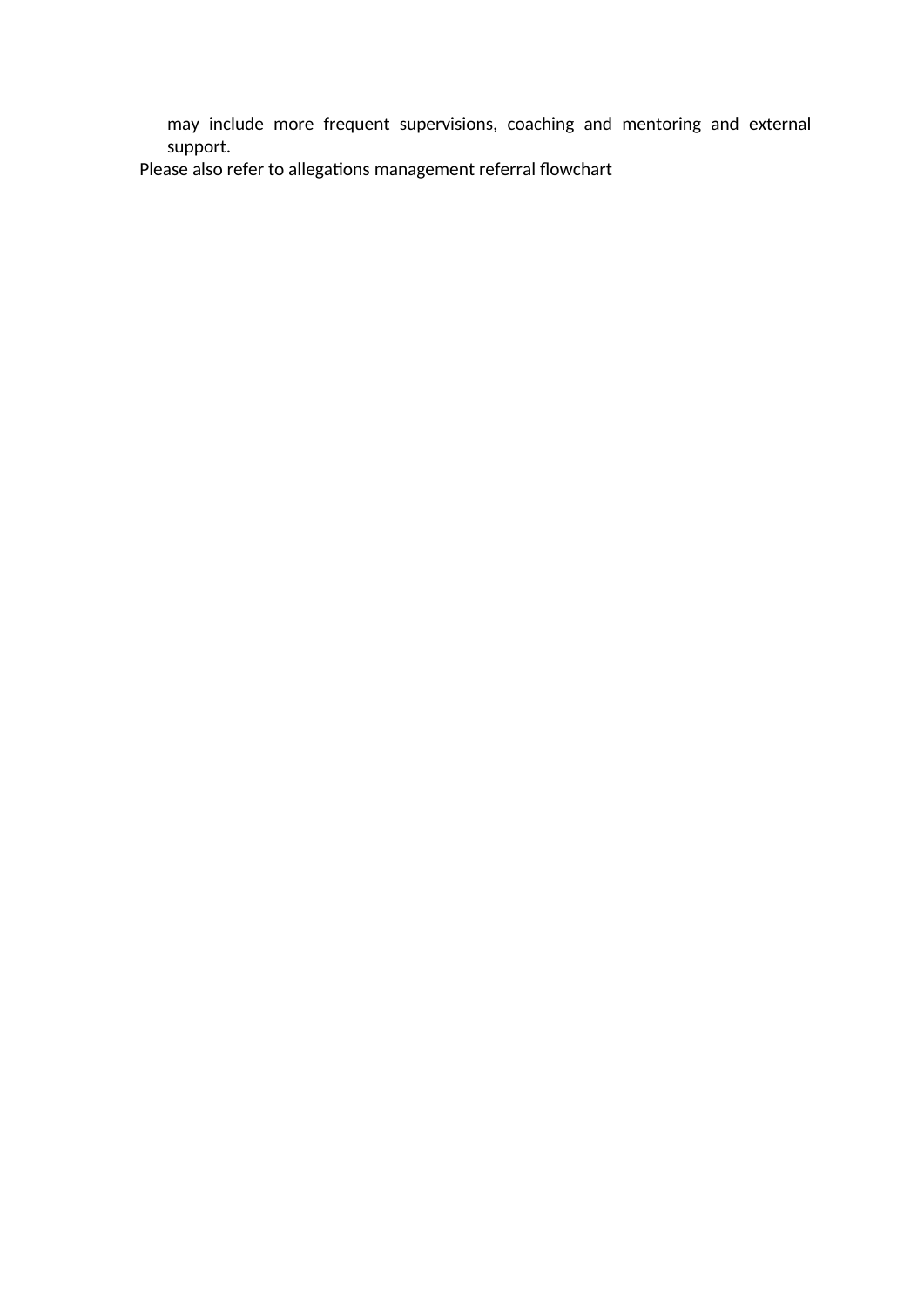may include more frequent supervisions, coaching and mentoring and external support.

Please also refer to allegations management referral flowchart